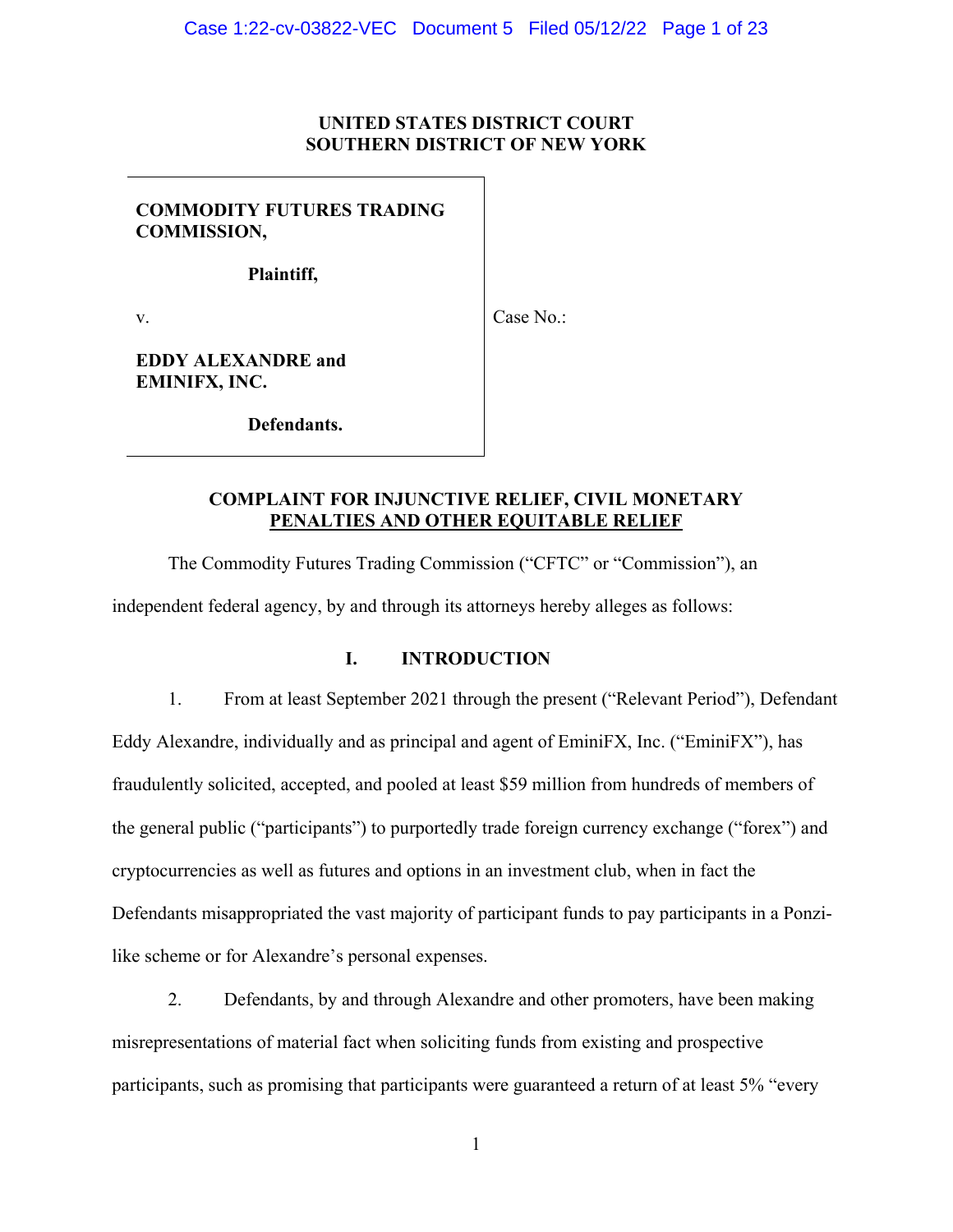**UNITED STATES DISTRICT COURT**
**SOUTHERN DISTRICT OF NEW YORK**

| | |
|---|---|
| **COMMODITY FUTURES TRADING COMMISSION,** <br><br> **Plaintiff,** <br><br> v. <br><br> **EDDY ALEXANDRE and EMINIFX, INC.** <br><br> **Defendants.** | Case No.: |

**COMPLAINT FOR INJUNCTIVE RELIEF, CIVIL MONETARY PENALTIES AND OTHER EQUITABLE RELIEF**

The Commodity Futures Trading Commission ("CFTC" or "Commission"), an independent federal agency, by and through its attorneys hereby alleges as follows:

## I. INTRODUCTION

1. From at least September 2021 through the present ("Relevant Period"), Defendant Eddy Alexandre, individually and as principal and agent of EminiFX, Inc. ("EminiFX"), has fraudulently solicited, accepted, and pooled at least $59 million from hundreds of members of the general public ("participants") to purportedly trade foreign currency exchange ("forex") and cryptocurrencies as well as futures and options in an investment club, when in fact the Defendants misappropriated the vast majority of participant funds to pay participants in a Ponzi-like scheme or for Alexandre's personal expenses.

2. Defendants, by and through Alexandre and other promoters, have been making misrepresentations of material fact when soliciting funds from existing and prospective participants, such as promising that participants were guaranteed a return of at least 5% "every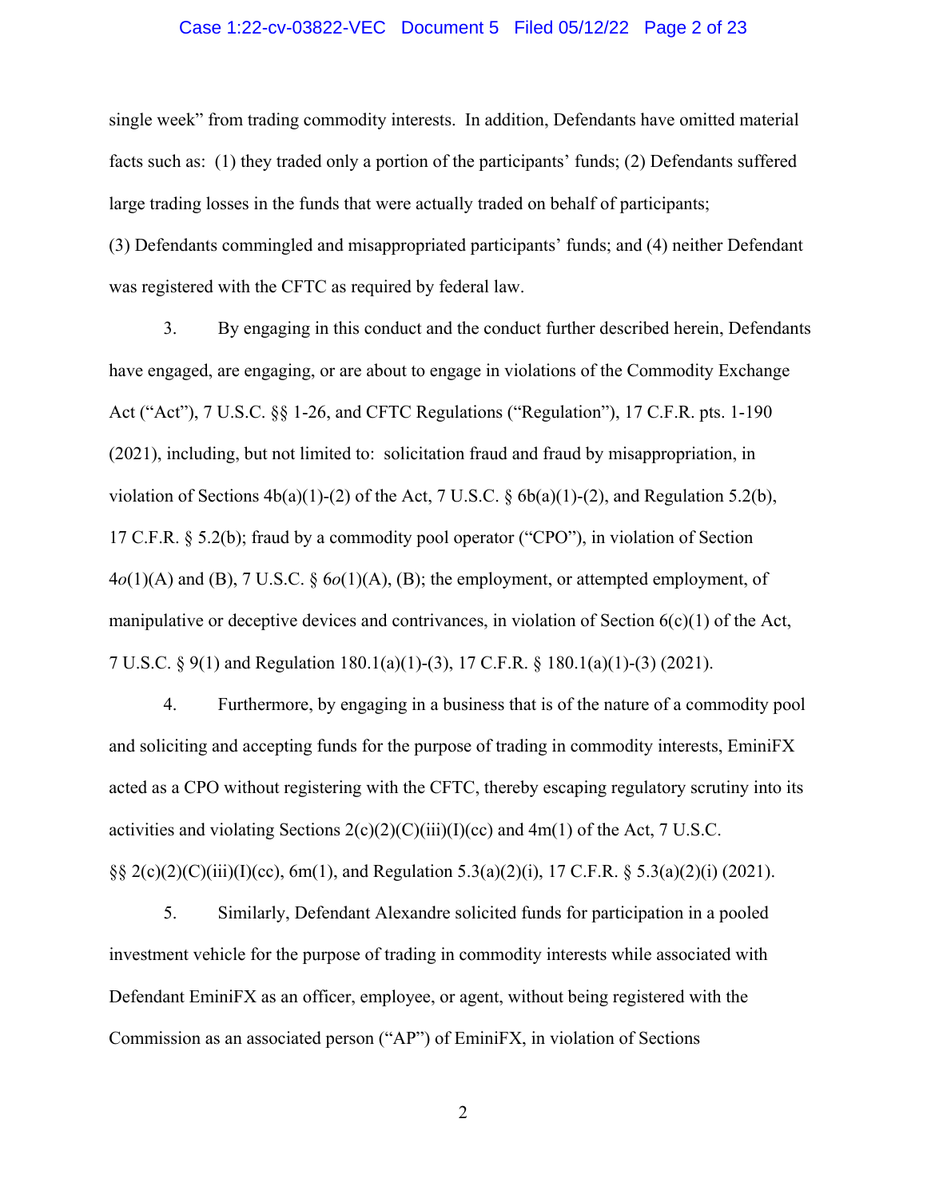single week" from trading commodity interests. In addition, Defendants have omitted material facts such as: (1) they traded only a portion of the participants' funds; (2) Defendants suffered large trading losses in the funds that were actually traded on behalf of participants; (3) Defendants commingled and misappropriated participants' funds; and (4) neither Defendant was registered with the CFTC as required by federal law.

3. By engaging in this conduct and the conduct further described herein, Defendants have engaged, are engaging, or are about to engage in violations of the Commodity Exchange Act ("Act"), 7 U.S.C. §§ 1-26, and CFTC Regulations ("Regulation"), 17 C.F.R. pts. 1-190 (2021), including, but not limited to: solicitation fraud and fraud by misappropriation, in violation of Sections 4b(a)(1)-(2) of the Act, 7 U.S.C. § 6b(a)(1)-(2), and Regulation 5.2(b), 17 C.F.R. § 5.2(b); fraud by a commodity pool operator ("CPO"), in violation of Section 4*o*(1)(A) and (B), 7 U.S.C. § 6*o*(1)(A), (B); the employment, or attempted employment, of manipulative or deceptive devices and contrivances, in violation of Section 6(c)(1) of the Act, 7 U.S.C. § 9(1) and Regulation 180.1(a)(1)-(3), 17 C.F.R. § 180.1(a)(1)-(3) (2021).

4. Furthermore, by engaging in a business that is of the nature of a commodity pool and soliciting and accepting funds for the purpose of trading in commodity interests, EminiFX acted as a CPO without registering with the CFTC, thereby escaping regulatory scrutiny into its activities and violating Sections 2(c)(2)(C)(iii)(I)(cc) and 4m(1) of the Act, 7 U.S.C. §§ 2(c)(2)(C)(iii)(I)(cc), 6m(1), and Regulation 5.3(a)(2)(i), 17 C.F.R. § 5.3(a)(2)(i) (2021).

5. Similarly, Defendant Alexandre solicited funds for participation in a pooled investment vehicle for the purpose of trading in commodity interests while associated with Defendant EminiFX as an officer, employee, or agent, without being registered with the Commission as an associated person ("AP") of EminiFX, in violation of Sections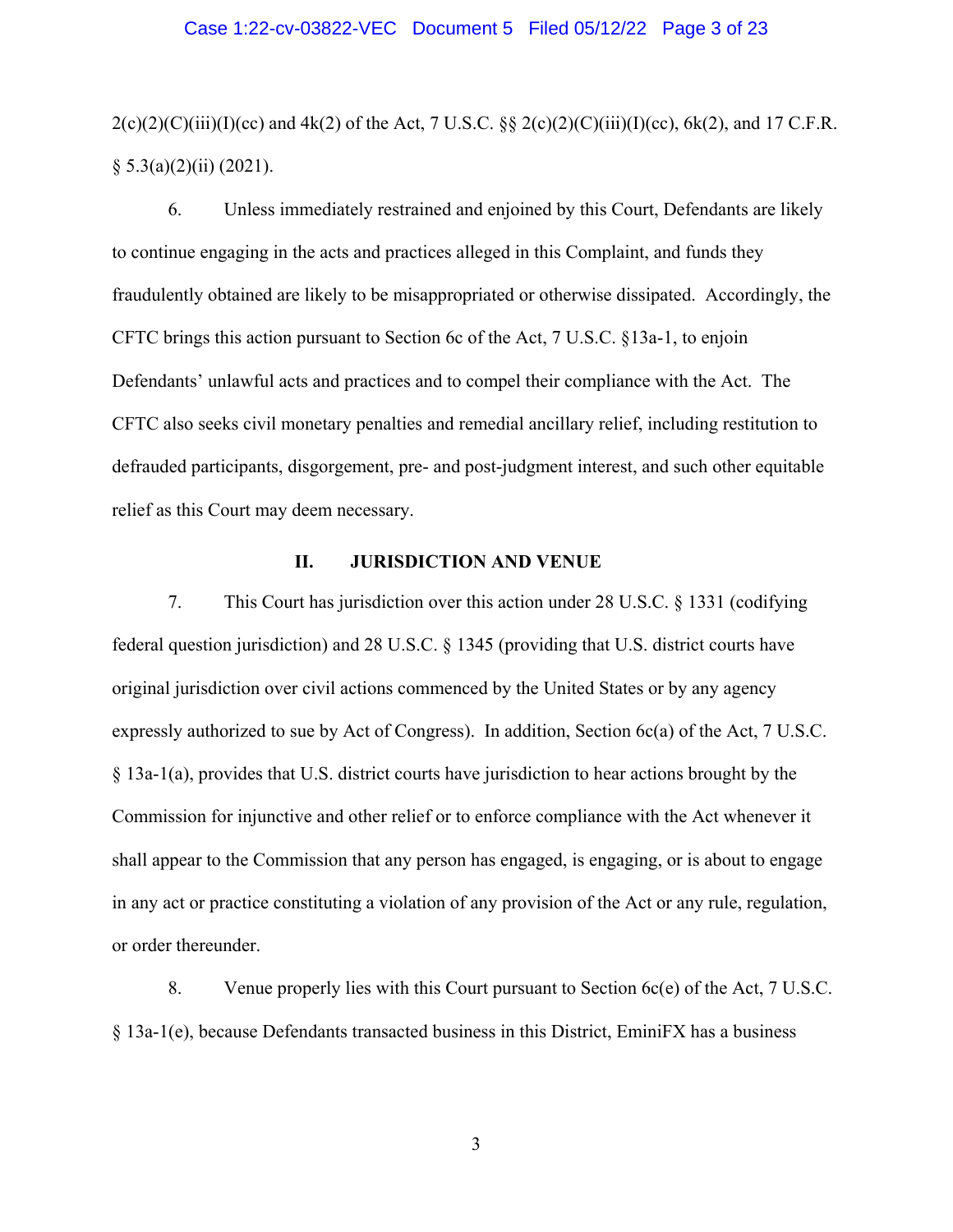2(c)(2)(C)(iii)(I)(cc) and 4k(2) of the Act, 7 U.S.C. §§ 2(c)(2)(C)(iii)(I)(cc), 6k(2), and 17 C.F.R. § 5.3(a)(2)(ii) (2021).

6. Unless immediately restrained and enjoined by this Court, Defendants are likely to continue engaging in the acts and practices alleged in this Complaint, and funds they fraudulently obtained are likely to be misappropriated or otherwise dissipated. Accordingly, the CFTC brings this action pursuant to Section 6c of the Act, 7 U.S.C. §13a-1, to enjoin Defendants' unlawful acts and practices and to compel their compliance with the Act. The CFTC also seeks civil monetary penalties and remedial ancillary relief, including restitution to defrauded participants, disgorgement, pre- and post-judgment interest, and such other equitable relief as this Court may deem necessary.

## II. JURISDICTION AND VENUE

7. This Court has jurisdiction over this action under 28 U.S.C. § 1331 (codifying federal question jurisdiction) and 28 U.S.C. § 1345 (providing that U.S. district courts have original jurisdiction over civil actions commenced by the United States or by any agency expressly authorized to sue by Act of Congress). In addition, Section 6c(a) of the Act, 7 U.S.C. § 13a-1(a), provides that U.S. district courts have jurisdiction to hear actions brought by the Commission for injunctive and other relief or to enforce compliance with the Act whenever it shall appear to the Commission that any person has engaged, is engaging, or is about to engage in any act or practice constituting a violation of any provision of the Act or any rule, regulation, or order thereunder.

8. Venue properly lies with this Court pursuant to Section 6c(e) of the Act, 7 U.S.C. § 13a-1(e), because Defendants transacted business in this District, EminiFX has a business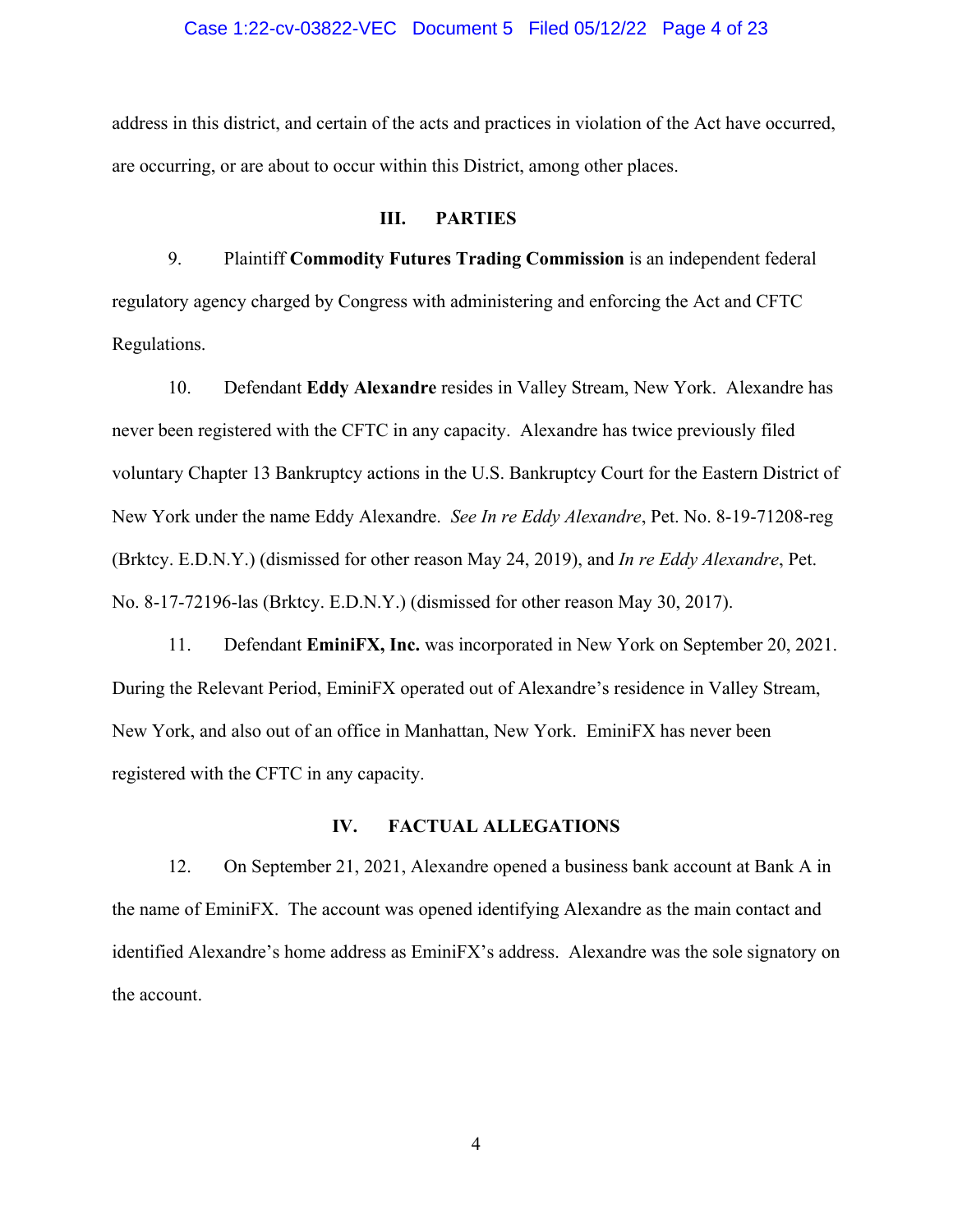address in this district, and certain of the acts and practices in violation of the Act have occurred, are occurring, or are about to occur within this District, among other places.

## III. PARTIES

9. Plaintiff **Commodity Futures Trading Commission** is an independent federal regulatory agency charged by Congress with administering and enforcing the Act and CFTC Regulations.

10. Defendant **Eddy Alexandre** resides in Valley Stream, New York. Alexandre has never been registered with the CFTC in any capacity. Alexandre has twice previously filed voluntary Chapter 13 Bankruptcy actions in the U.S. Bankruptcy Court for the Eastern District of New York under the name Eddy Alexandre. *See In re Eddy Alexandre*, Pet. No. 8-19-71208-reg (Brktcy. E.D.N.Y.) (dismissed for other reason May 24, 2019), and *In re Eddy Alexandre*, Pet. No. 8-17-72196-las (Brktcy. E.D.N.Y.) (dismissed for other reason May 30, 2017).

11. Defendant **EminiFX, Inc.** was incorporated in New York on September 20, 2021. During the Relevant Period, EminiFX operated out of Alexandre's residence in Valley Stream, New York, and also out of an office in Manhattan, New York. EminiFX has never been registered with the CFTC in any capacity.

## IV. FACTUAL ALLEGATIONS

12. On September 21, 2021, Alexandre opened a business bank account at Bank A in the name of EminiFX. The account was opened identifying Alexandre as the main contact and identified Alexandre's home address as EminiFX's address. Alexandre was the sole signatory on the account.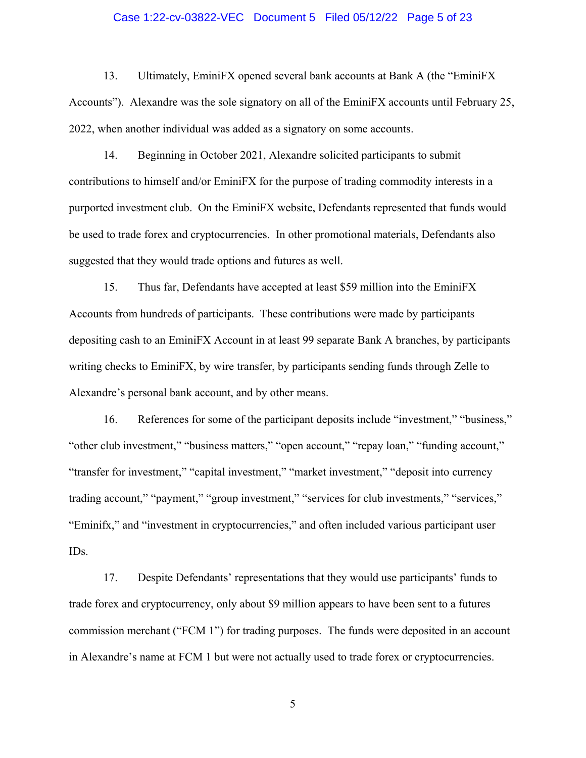13. Ultimately, EminiFX opened several bank accounts at Bank A (the "EminiFX Accounts"). Alexandre was the sole signatory on all of the EminiFX accounts until February 25, 2022, when another individual was added as a signatory on some accounts.

14. Beginning in October 2021, Alexandre solicited participants to submit contributions to himself and/or EminiFX for the purpose of trading commodity interests in a purported investment club. On the EminiFX website, Defendants represented that funds would be used to trade forex and cryptocurrencies. In other promotional materials, Defendants also suggested that they would trade options and futures as well.

15. Thus far, Defendants have accepted at least $59 million into the EminiFX Accounts from hundreds of participants. These contributions were made by participants depositing cash to an EminiFX Account in at least 99 separate Bank A branches, by participants writing checks to EminiFX, by wire transfer, by participants sending funds through Zelle to Alexandre's personal bank account, and by other means.

16. References for some of the participant deposits include "investment," "business," "other club investment," "business matters," "open account," "repay loan," "funding account," "transfer for investment," "capital investment," "market investment," "deposit into currency trading account," "payment," "group investment," "services for club investments," "services," "Eminifx," and "investment in cryptocurrencies," and often included various participant user IDs.

17. Despite Defendants' representations that they would use participants' funds to trade forex and cryptocurrency, only about $9 million appears to have been sent to a futures commission merchant ("FCM 1") for trading purposes. The funds were deposited in an account in Alexandre's name at FCM 1 but were not actually used to trade forex or cryptocurrencies.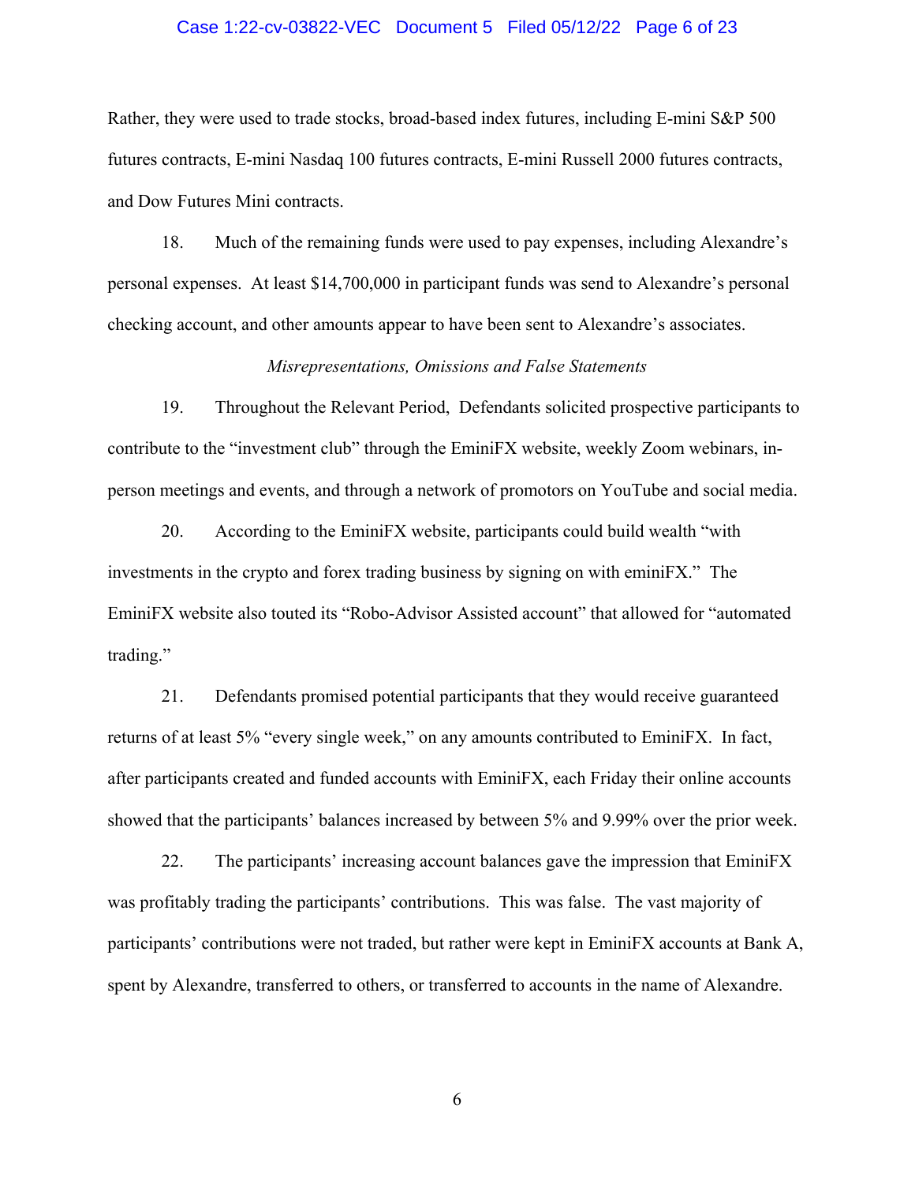Rather, they were used to trade stocks, broad-based index futures, including E-mini S&P 500 futures contracts, E-mini Nasdaq 100 futures contracts, E-mini Russell 2000 futures contracts, and Dow Futures Mini contracts.

18. Much of the remaining funds were used to pay expenses, including Alexandre's personal expenses. At least $14,700,000 in participant funds was send to Alexandre's personal checking account, and other amounts appear to have been sent to Alexandre's associates.

*Misrepresentations, Omissions and False Statements*

19. Throughout the Relevant Period, Defendants solicited prospective participants to contribute to the "investment club" through the EminiFX website, weekly Zoom webinars, in-person meetings and events, and through a network of promotors on YouTube and social media.

20. According to the EminiFX website, participants could build wealth "with investments in the crypto and forex trading business by signing on with eminiFX." The EminiFX website also touted its "Robo-Advisor Assisted account" that allowed for "automated trading."

21. Defendants promised potential participants that they would receive guaranteed returns of at least 5% "every single week," on any amounts contributed to EminiFX. In fact, after participants created and funded accounts with EminiFX, each Friday their online accounts showed that the participants' balances increased by between 5% and 9.99% over the prior week.

22. The participants' increasing account balances gave the impression that EminiFX was profitably trading the participants' contributions. This was false. The vast majority of participants' contributions were not traded, but rather were kept in EminiFX accounts at Bank A, spent by Alexandre, transferred to others, or transferred to accounts in the name of Alexandre.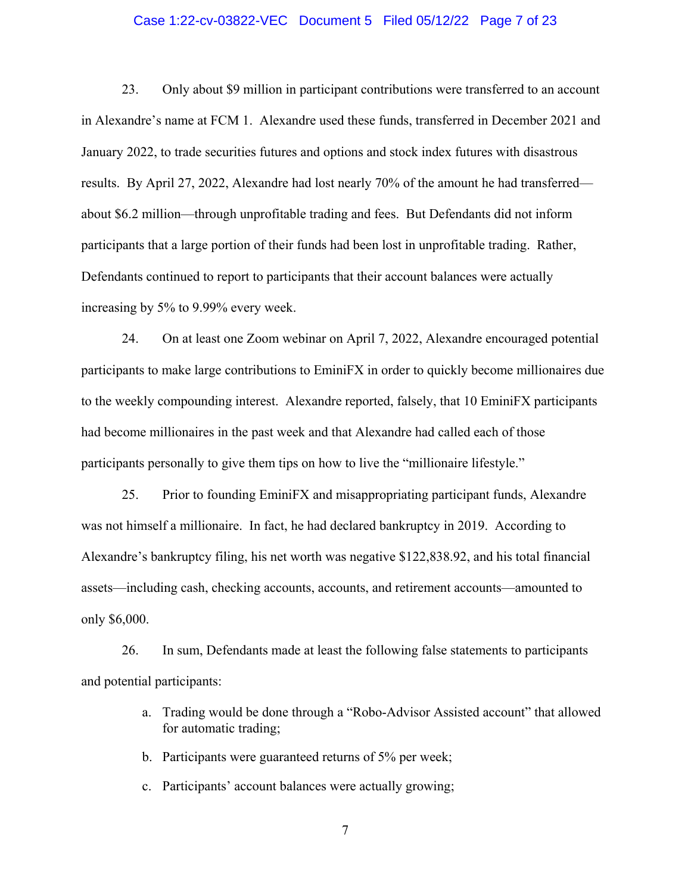23. Only about $9 million in participant contributions were transferred to an account in Alexandre's name at FCM 1. Alexandre used these funds, transferred in December 2021 and January 2022, to trade securities futures and options and stock index futures with disastrous results. By April 27, 2022, Alexandre had lost nearly 70% of the amount he had transferred—about $6.2 million—through unprofitable trading and fees. But Defendants did not inform participants that a large portion of their funds had been lost in unprofitable trading. Rather, Defendants continued to report to participants that their account balances were actually increasing by 5% to 9.99% every week.

24. On at least one Zoom webinar on April 7, 2022, Alexandre encouraged potential participants to make large contributions to EminiFX in order to quickly become millionaires due to the weekly compounding interest. Alexandre reported, falsely, that 10 EminiFX participants had become millionaires in the past week and that Alexandre had called each of those participants personally to give them tips on how to live the "millionaire lifestyle."

25. Prior to founding EminiFX and misappropriating participant funds, Alexandre was not himself a millionaire. In fact, he had declared bankruptcy in 2019. According to Alexandre's bankruptcy filing, his net worth was negative $122,838.92, and his total financial assets—including cash, checking accounts, accounts, and retirement accounts—amounted to only $6,000.

26. In sum, Defendants made at least the following false statements to participants and potential participants:

a. Trading would be done through a "Robo-Advisor Assisted account" that allowed for automatic trading;

b. Participants were guaranteed returns of 5% per week;

c. Participants' account balances were actually growing;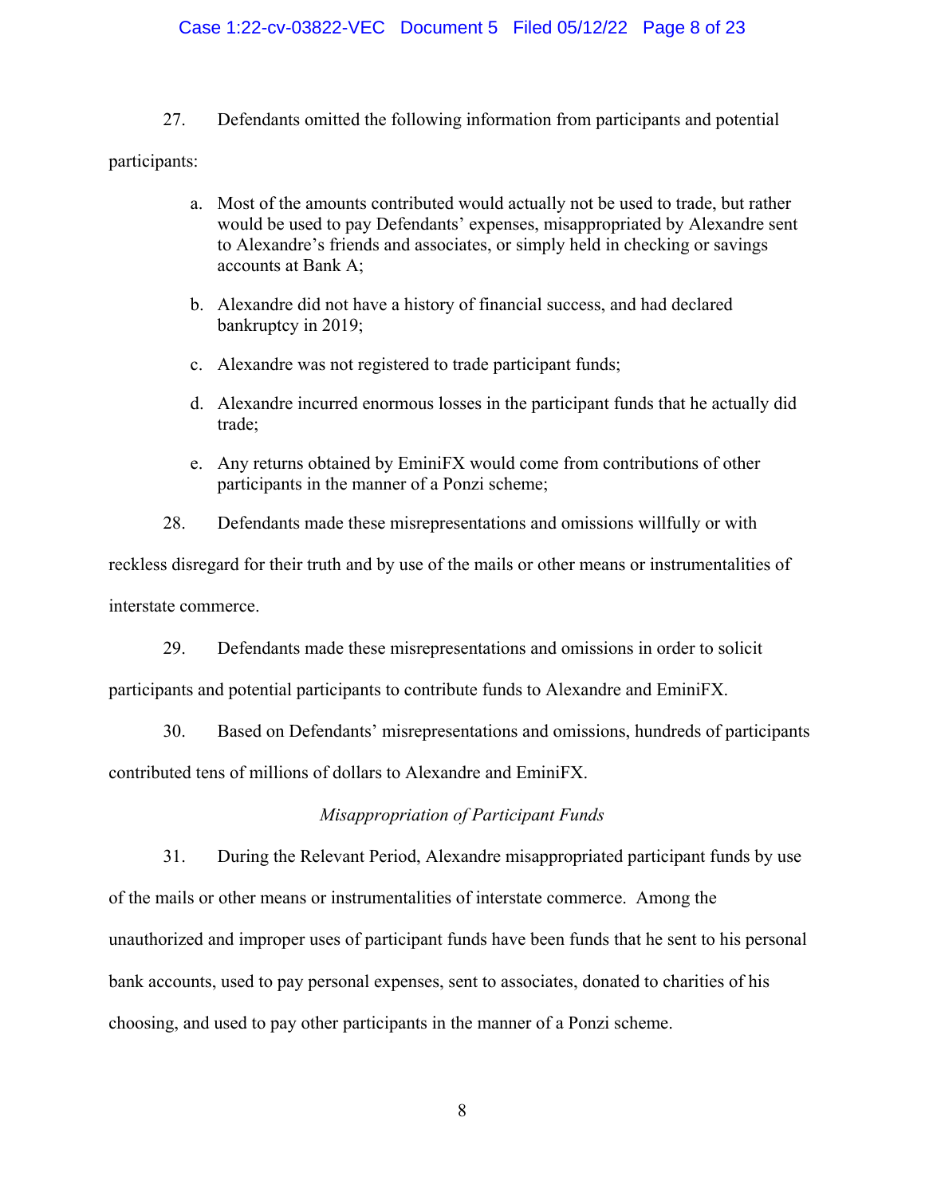27. Defendants omitted the following information from participants and potential participants:

a. Most of the amounts contributed would actually not be used to trade, but rather would be used to pay Defendants' expenses, misappropriated by Alexandre sent to Alexandre's friends and associates, or simply held in checking or savings accounts at Bank A;

b. Alexandre did not have a history of financial success, and had declared bankruptcy in 2019;

c. Alexandre was not registered to trade participant funds;

d. Alexandre incurred enormous losses in the participant funds that he actually did trade;

e. Any returns obtained by EminiFX would come from contributions of other participants in the manner of a Ponzi scheme;

28. Defendants made these misrepresentations and omissions willfully or with reckless disregard for their truth and by use of the mails or other means or instrumentalities of interstate commerce.

29. Defendants made these misrepresentations and omissions in order to solicit participants and potential participants to contribute funds to Alexandre and EminiFX.

30. Based on Defendants' misrepresentations and omissions, hundreds of participants contributed tens of millions of dollars to Alexandre and EminiFX.

*Misappropriation of Participant Funds*

31. During the Relevant Period, Alexandre misappropriated participant funds by use of the mails or other means or instrumentalities of interstate commerce. Among the unauthorized and improper uses of participant funds have been funds that he sent to his personal bank accounts, used to pay personal expenses, sent to associates, donated to charities of his choosing, and used to pay other participants in the manner of a Ponzi scheme.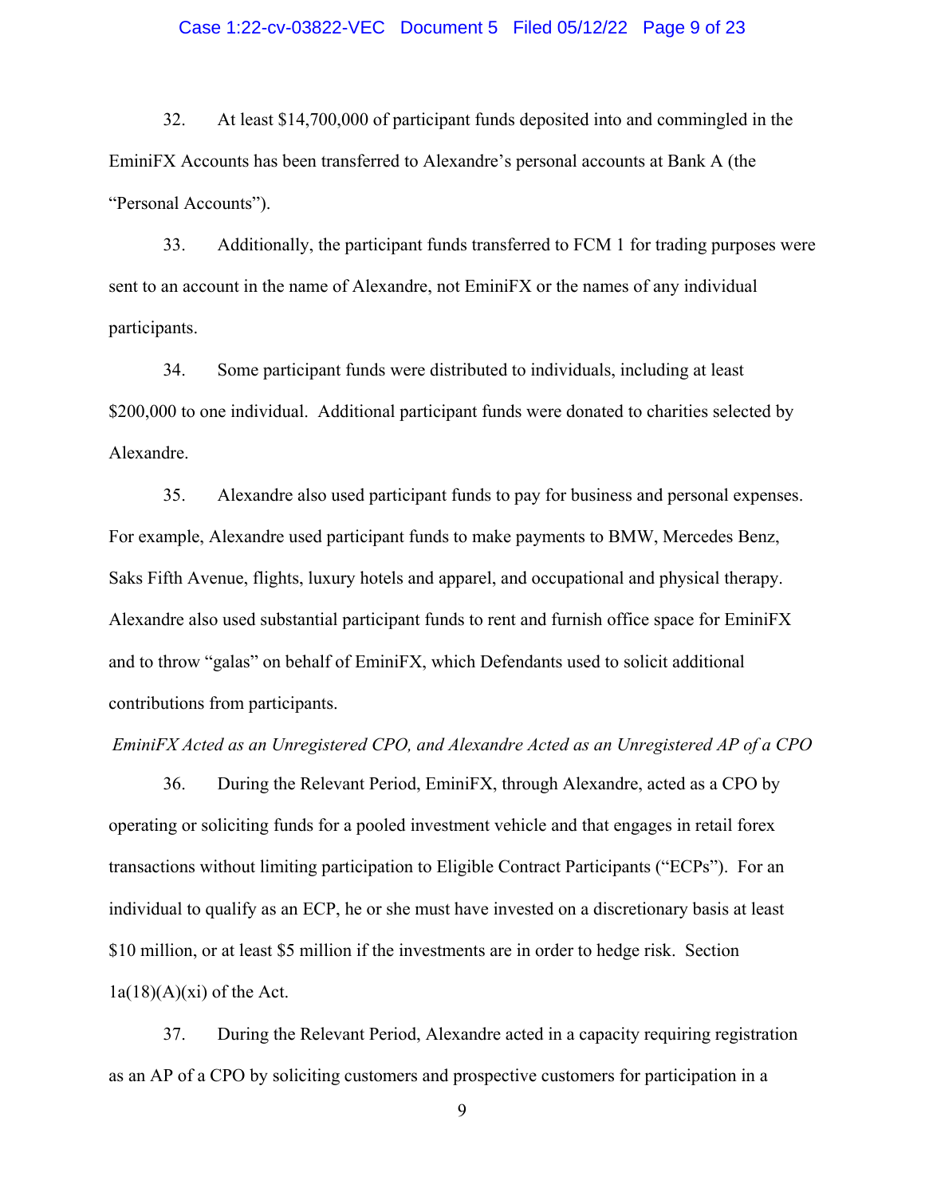32. At least $14,700,000 of participant funds deposited into and commingled in the EminiFX Accounts has been transferred to Alexandre's personal accounts at Bank A (the "Personal Accounts").

33. Additionally, the participant funds transferred to FCM 1 for trading purposes were sent to an account in the name of Alexandre, not EminiFX or the names of any individual participants.

34. Some participant funds were distributed to individuals, including at least $200,000 to one individual. Additional participant funds were donated to charities selected by Alexandre.

35. Alexandre also used participant funds to pay for business and personal expenses. For example, Alexandre used participant funds to make payments to BMW, Mercedes Benz, Saks Fifth Avenue, flights, luxury hotels and apparel, and occupational and physical therapy. Alexandre also used substantial participant funds to rent and furnish office space for EminiFX and to throw "galas" on behalf of EminiFX, which Defendants used to solicit additional contributions from participants.

*EminiFX Acted as an Unregistered CPO, and Alexandre Acted as an Unregistered AP of a CPO*

36. During the Relevant Period, EminiFX, through Alexandre, acted as a CPO by operating or soliciting funds for a pooled investment vehicle and that engages in retail forex transactions without limiting participation to Eligible Contract Participants ("ECPs"). For an individual to qualify as an ECP, he or she must have invested on a discretionary basis at least $10 million, or at least $5 million if the investments are in order to hedge risk. Section 1a(18)(A)(xi) of the Act.

37. During the Relevant Period, Alexandre acted in a capacity requiring registration as an AP of a CPO by soliciting customers and prospective customers for participation in a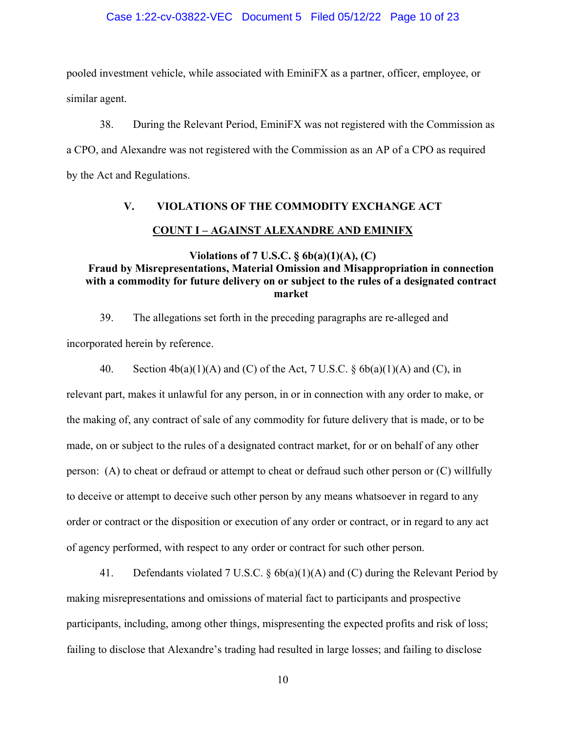pooled investment vehicle, while associated with EminiFX as a partner, officer, employee, or similar agent.

38. During the Relevant Period, EminiFX was not registered with the Commission as a CPO, and Alexandre was not registered with the Commission as an AP of a CPO as required by the Act and Regulations.

## V. VIOLATIONS OF THE COMMODITY EXCHANGE ACT

### COUNT I – AGAINST ALEXANDRE AND EMINIFX

**Violations of 7 U.S.C. § 6b(a)(1)(A), (C)**
**Fraud by Misrepresentations, Material Omission and Misappropriation in connection with a commodity for future delivery on or subject to the rules of a designated contract market**

39. The allegations set forth in the preceding paragraphs are re-alleged and incorporated herein by reference.

40. Section 4b(a)(1)(A) and (C) of the Act, 7 U.S.C. § 6b(a)(1)(A) and (C), in relevant part, makes it unlawful for any person, in or in connection with any order to make, or the making of, any contract of sale of any commodity for future delivery that is made, or to be made, on or subject to the rules of a designated contract market, for or on behalf of any other person: (A) to cheat or defraud or attempt to cheat or defraud such other person or (C) willfully to deceive or attempt to deceive such other person by any means whatsoever in regard to any order or contract or the disposition or execution of any order or contract, or in regard to any act of agency performed, with respect to any order or contract for such other person.

41. Defendants violated 7 U.S.C. § 6b(a)(1)(A) and (C) during the Relevant Period by making misrepresentations and omissions of material fact to participants and prospective participants, including, among other things, mispresenting the expected profits and risk of loss; failing to disclose that Alexandre's trading had resulted in large losses; and failing to disclose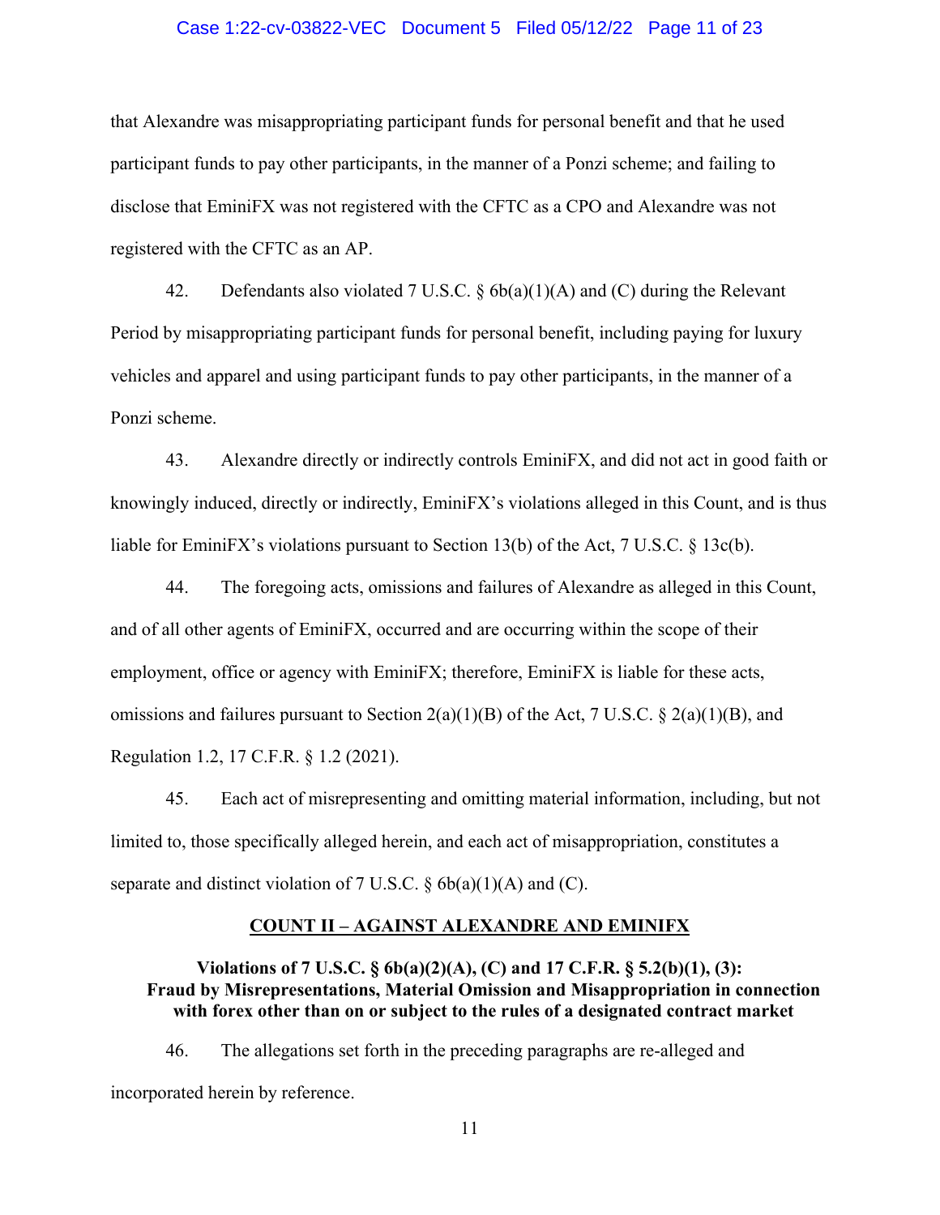that Alexandre was misappropriating participant funds for personal benefit and that he used participant funds to pay other participants, in the manner of a Ponzi scheme; and failing to disclose that EminiFX was not registered with the CFTC as a CPO and Alexandre was not registered with the CFTC as an AP.

42. Defendants also violated 7 U.S.C. § 6b(a)(1)(A) and (C) during the Relevant Period by misappropriating participant funds for personal benefit, including paying for luxury vehicles and apparel and using participant funds to pay other participants, in the manner of a Ponzi scheme.

43. Alexandre directly or indirectly controls EminiFX, and did not act in good faith or knowingly induced, directly or indirectly, EminiFX's violations alleged in this Count, and is thus liable for EminiFX's violations pursuant to Section 13(b) of the Act, 7 U.S.C. § 13c(b).

44. The foregoing acts, omissions and failures of Alexandre as alleged in this Count, and of all other agents of EminiFX, occurred and are occurring within the scope of their employment, office or agency with EminiFX; therefore, EminiFX is liable for these acts, omissions and failures pursuant to Section 2(a)(1)(B) of the Act, 7 U.S.C. § 2(a)(1)(B), and Regulation 1.2, 17 C.F.R. § 1.2 (2021).

45. Each act of misrepresenting and omitting material information, including, but not limited to, those specifically alleged herein, and each act of misappropriation, constitutes a separate and distinct violation of 7 U.S.C. § 6b(a)(1)(A) and (C).

## COUNT II – AGAINST ALEXANDRE AND EMINIFX

### Violations of 7 U.S.C. § 6b(a)(2)(A), (C) and 17 C.F.R. § 5.2(b)(1), (3): Fraud by Misrepresentations, Material Omission and Misappropriation in connection with forex other than on or subject to the rules of a designated contract market

46. The allegations set forth in the preceding paragraphs are re-alleged and incorporated herein by reference.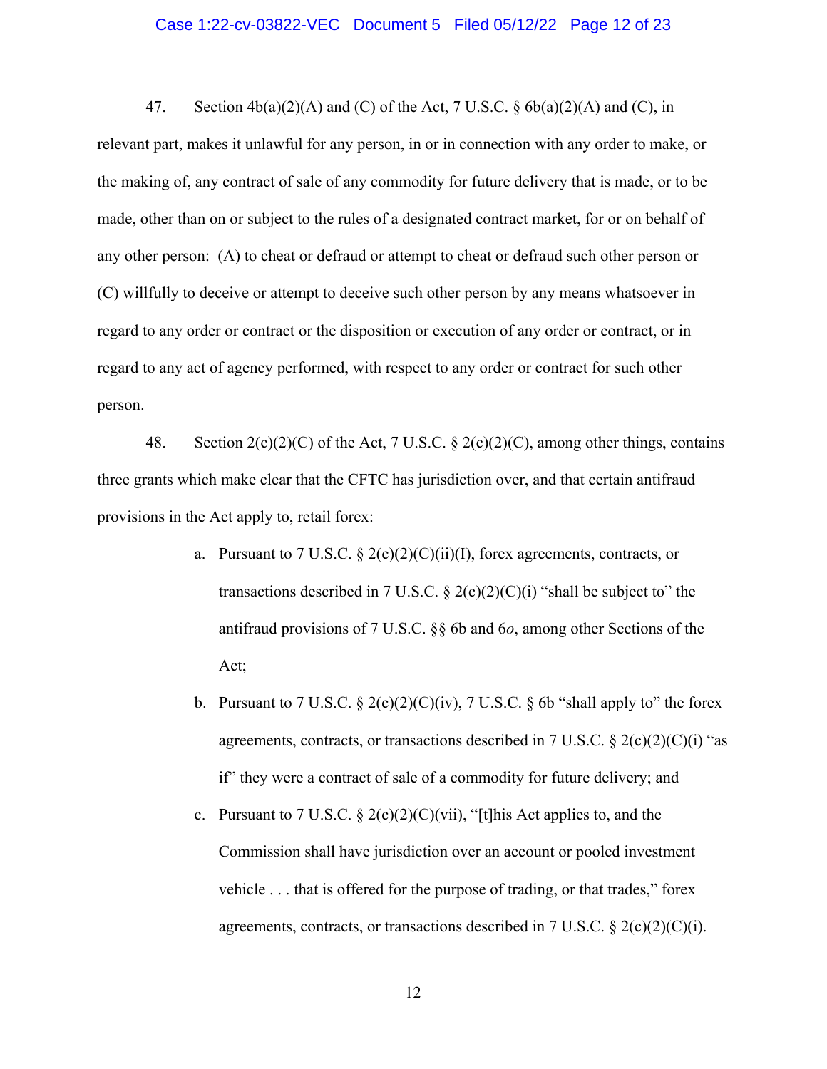47. Section 4b(a)(2)(A) and (C) of the Act, 7 U.S.C. § 6b(a)(2)(A) and (C), in relevant part, makes it unlawful for any person, in or in connection with any order to make, or the making of, any contract of sale of any commodity for future delivery that is made, or to be made, other than on or subject to the rules of a designated contract market, for or on behalf of any other person: (A) to cheat or defraud or attempt to cheat or defraud such other person or (C) willfully to deceive or attempt to deceive such other person by any means whatsoever in regard to any order or contract or the disposition or execution of any order or contract, or in regard to any act of agency performed, with respect to any order or contract for such other person.

48. Section 2(c)(2)(C) of the Act, 7 U.S.C. § 2(c)(2)(C), among other things, contains three grants which make clear that the CFTC has jurisdiction over, and that certain antifraud provisions in the Act apply to, retail forex:

a. Pursuant to 7 U.S.C. § 2(c)(2)(C)(ii)(I), forex agreements, contracts, or transactions described in 7 U.S.C. § 2(c)(2)(C)(i) "shall be subject to" the antifraud provisions of 7 U.S.C. §§ 6b and 6*o*, among other Sections of the Act;

b. Pursuant to 7 U.S.C. § 2(c)(2)(C)(iv), 7 U.S.C. § 6b "shall apply to" the forex agreements, contracts, or transactions described in 7 U.S.C. § 2(c)(2)(C)(i) "as if" they were a contract of sale of a commodity for future delivery; and

c. Pursuant to 7 U.S.C. § 2(c)(2)(C)(vii), "[t]his Act applies to, and the Commission shall have jurisdiction over an account or pooled investment vehicle . . . that is offered for the purpose of trading, or that trades," forex agreements, contracts, or transactions described in 7 U.S.C. § 2(c)(2)(C)(i).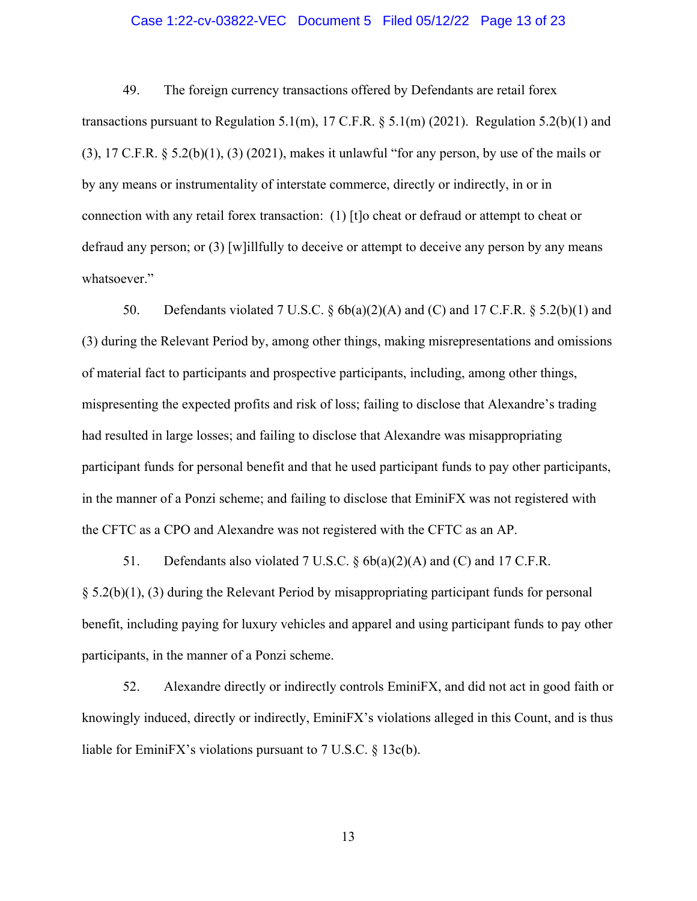49. The foreign currency transactions offered by Defendants are retail forex transactions pursuant to Regulation 5.1(m), 17 C.F.R. § 5.1(m) (2021). Regulation 5.2(b)(1) and (3), 17 C.F.R. § 5.2(b)(1), (3) (2021), makes it unlawful "for any person, by use of the mails or by any means or instrumentality of interstate commerce, directly or indirectly, in or in connection with any retail forex transaction: (1) [t]o cheat or defraud or attempt to cheat or defraud any person; or (3) [w]illfully to deceive or attempt to deceive any person by any means whatsoever."

50. Defendants violated 7 U.S.C. § 6b(a)(2)(A) and (C) and 17 C.F.R. § 5.2(b)(1) and (3) during the Relevant Period by, among other things, making misrepresentations and omissions of material fact to participants and prospective participants, including, among other things, mispresenting the expected profits and risk of loss; failing to disclose that Alexandre's trading had resulted in large losses; and failing to disclose that Alexandre was misappropriating participant funds for personal benefit and that he used participant funds to pay other participants, in the manner of a Ponzi scheme; and failing to disclose that EminiFX was not registered with the CFTC as a CPO and Alexandre was not registered with the CFTC as an AP.

51. Defendants also violated 7 U.S.C. § 6b(a)(2)(A) and (C) and 17 C.F.R. § 5.2(b)(1), (3) during the Relevant Period by misappropriating participant funds for personal benefit, including paying for luxury vehicles and apparel and using participant funds to pay other participants, in the manner of a Ponzi scheme.

52. Alexandre directly or indirectly controls EminiFX, and did not act in good faith or knowingly induced, directly or indirectly, EminiFX's violations alleged in this Count, and is thus liable for EminiFX's violations pursuant to 7 U.S.C. § 13c(b).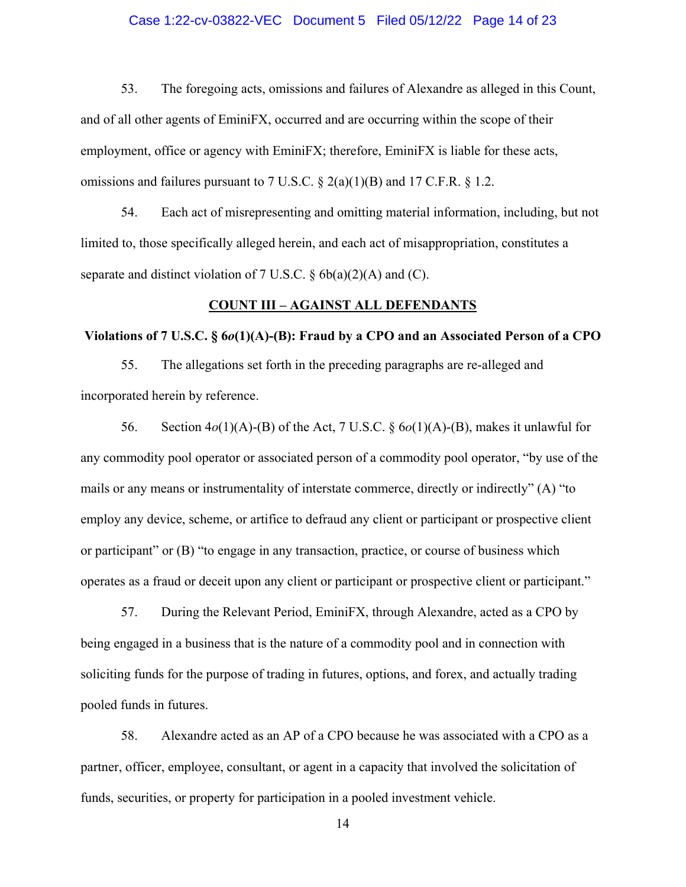53. The foregoing acts, omissions and failures of Alexandre as alleged in this Count, and of all other agents of EminiFX, occurred and are occurring within the scope of their employment, office or agency with EminiFX; therefore, EminiFX is liable for these acts, omissions and failures pursuant to 7 U.S.C. § 2(a)(1)(B) and 17 C.F.R. § 1.2.

54. Each act of misrepresenting and omitting material information, including, but not limited to, those specifically alleged herein, and each act of misappropriation, constitutes a separate and distinct violation of 7 U.S.C. § 6b(a)(2)(A) and (C).

## COUNT III – AGAINST ALL DEFENDANTS

### Violations of 7 U.S.C. § 6*o*(1)(A)-(B): Fraud by a CPO and an Associated Person of a CPO

55. The allegations set forth in the preceding paragraphs are re-alleged and incorporated herein by reference.

56. Section 4*o*(1)(A)-(B) of the Act, 7 U.S.C. § 6*o*(1)(A)-(B), makes it unlawful for any commodity pool operator or associated person of a commodity pool operator, "by use of the mails or any means or instrumentality of interstate commerce, directly or indirectly" (A) "to employ any device, scheme, or artifice to defraud any client or participant or prospective client or participant" or (B) "to engage in any transaction, practice, or course of business which operates as a fraud or deceit upon any client or participant or prospective client or participant."

57. During the Relevant Period, EminiFX, through Alexandre, acted as a CPO by being engaged in a business that is the nature of a commodity pool and in connection with soliciting funds for the purpose of trading in futures, options, and forex, and actually trading pooled funds in futures.

58. Alexandre acted as an AP of a CPO because he was associated with a CPO as a partner, officer, employee, consultant, or agent in a capacity that involved the solicitation of funds, securities, or property for participation in a pooled investment vehicle.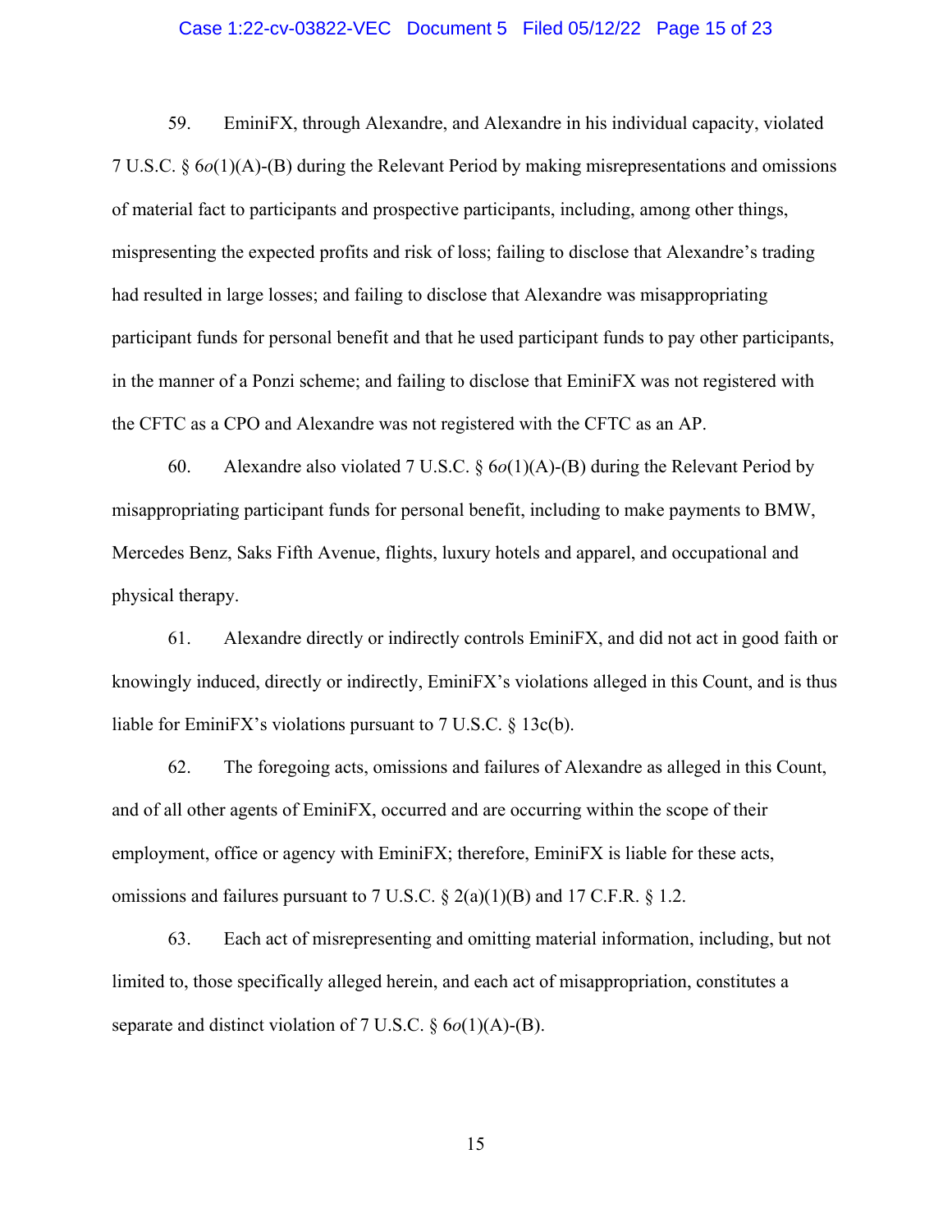59. EminiFX, through Alexandre, and Alexandre in his individual capacity, violated 7 U.S.C. § 6*o*(1)(A)-(B) during the Relevant Period by making misrepresentations and omissions of material fact to participants and prospective participants, including, among other things, mispresenting the expected profits and risk of loss; failing to disclose that Alexandre's trading had resulted in large losses; and failing to disclose that Alexandre was misappropriating participant funds for personal benefit and that he used participant funds to pay other participants, in the manner of a Ponzi scheme; and failing to disclose that EminiFX was not registered with the CFTC as a CPO and Alexandre was not registered with the CFTC as an AP.

60. Alexandre also violated 7 U.S.C. § 6*o*(1)(A)-(B) during the Relevant Period by misappropriating participant funds for personal benefit, including to make payments to BMW, Mercedes Benz, Saks Fifth Avenue, flights, luxury hotels and apparel, and occupational and physical therapy.

61. Alexandre directly or indirectly controls EminiFX, and did not act in good faith or knowingly induced, directly or indirectly, EminiFX's violations alleged in this Count, and is thus liable for EminiFX's violations pursuant to 7 U.S.C. § 13c(b).

62. The foregoing acts, omissions and failures of Alexandre as alleged in this Count, and of all other agents of EminiFX, occurred and are occurring within the scope of their employment, office or agency with EminiFX; therefore, EminiFX is liable for these acts, omissions and failures pursuant to 7 U.S.C. § 2(a)(1)(B) and 17 C.F.R. § 1.2.

63. Each act of misrepresenting and omitting material information, including, but not limited to, those specifically alleged herein, and each act of misappropriation, constitutes a separate and distinct violation of 7 U.S.C. § 6*o*(1)(A)-(B).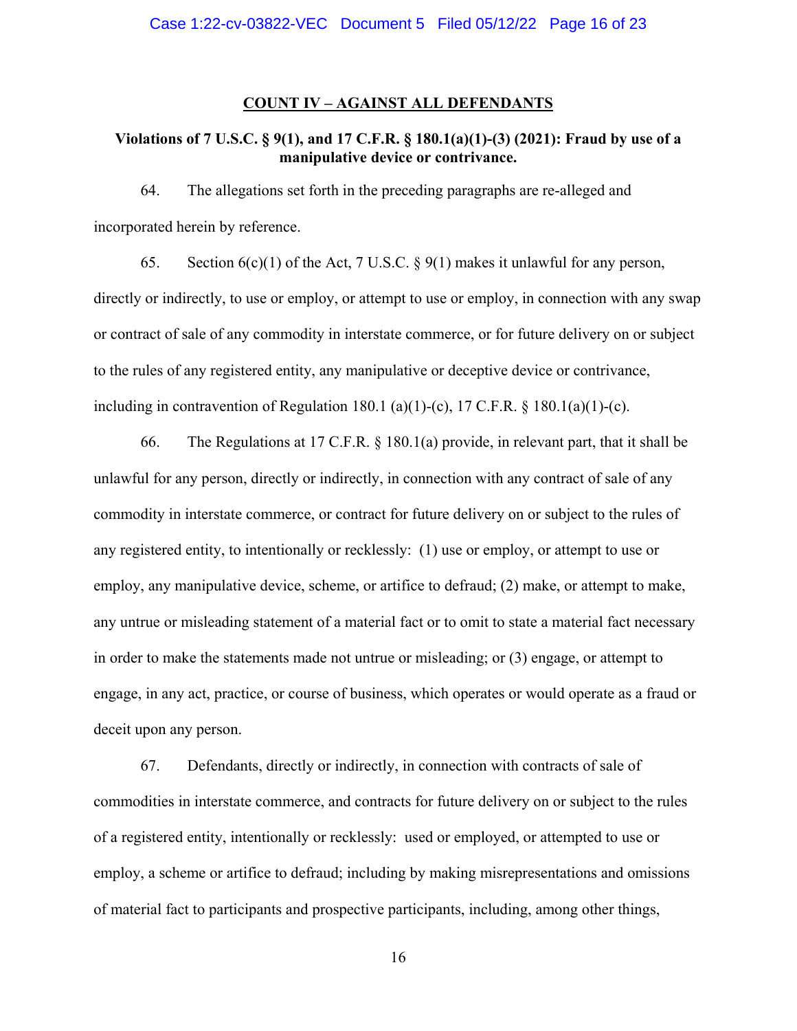**COUNT IV – AGAINST ALL DEFENDANTS**

**Violations of 7 U.S.C. § 9(1), and 17 C.F.R. § 180.1(a)(1)-(3) (2021): Fraud by use of a manipulative device or contrivance.**

64. The allegations set forth in the preceding paragraphs are re-alleged and incorporated herein by reference.

65. Section 6(c)(1) of the Act, 7 U.S.C. § 9(1) makes it unlawful for any person, directly or indirectly, to use or employ, or attempt to use or employ, in connection with any swap or contract of sale of any commodity in interstate commerce, or for future delivery on or subject to the rules of any registered entity, any manipulative or deceptive device or contrivance, including in contravention of Regulation 180.1 (a)(1)-(c), 17 C.F.R. § 180.1(a)(1)-(c).

66. The Regulations at 17 C.F.R. § 180.1(a) provide, in relevant part, that it shall be unlawful for any person, directly or indirectly, in connection with any contract of sale of any commodity in interstate commerce, or contract for future delivery on or subject to the rules of any registered entity, to intentionally or recklessly: (1) use or employ, or attempt to use or employ, any manipulative device, scheme, or artifice to defraud; (2) make, or attempt to make, any untrue or misleading statement of a material fact or to omit to state a material fact necessary in order to make the statements made not untrue or misleading; or (3) engage, or attempt to engage, in any act, practice, or course of business, which operates or would operate as a fraud or deceit upon any person.

67. Defendants, directly or indirectly, in connection with contracts of sale of commodities in interstate commerce, and contracts for future delivery on or subject to the rules of a registered entity, intentionally or recklessly: used or employed, or attempted to use or employ, a scheme or artifice to defraud; including by making misrepresentations and omissions of material fact to participants and prospective participants, including, among other things,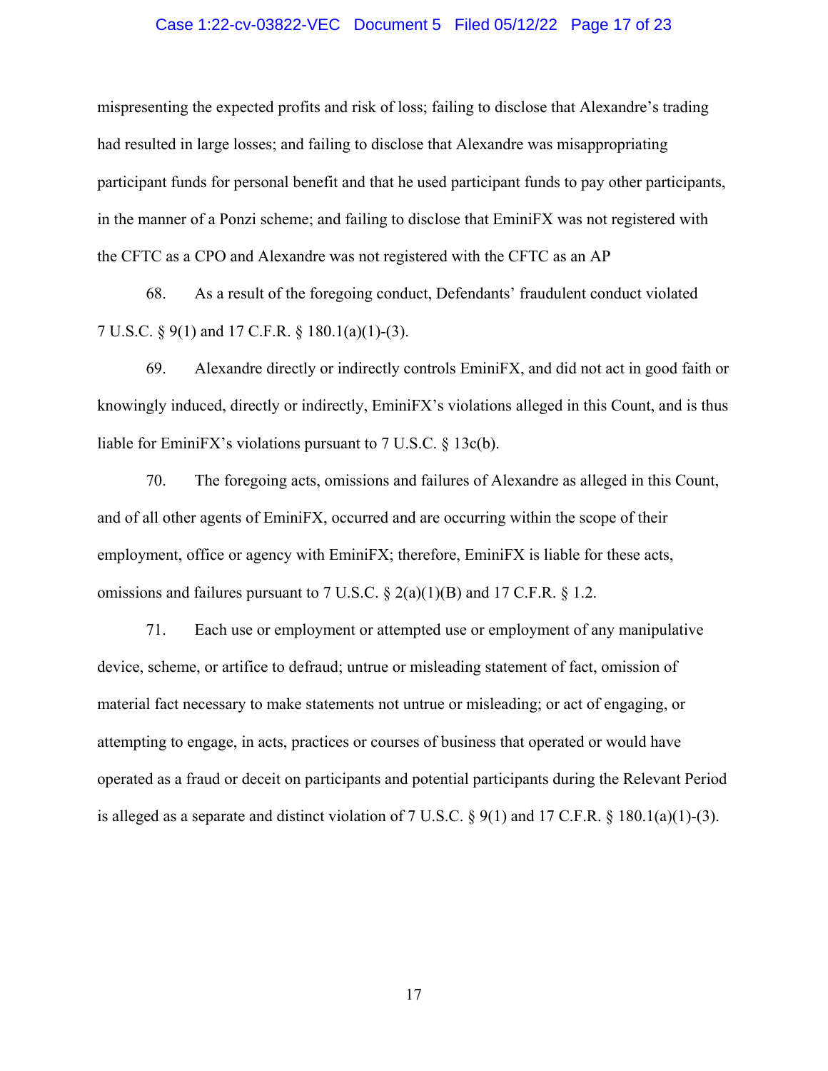mispresenting the expected profits and risk of loss; failing to disclose that Alexandre's trading had resulted in large losses; and failing to disclose that Alexandre was misappropriating participant funds for personal benefit and that he used participant funds to pay other participants, in the manner of a Ponzi scheme; and failing to disclose that EminiFX was not registered with the CFTC as a CPO and Alexandre was not registered with the CFTC as an AP

68. As a result of the foregoing conduct, Defendants' fraudulent conduct violated 7 U.S.C. § 9(1) and 17 C.F.R. § 180.1(a)(1)-(3).

69. Alexandre directly or indirectly controls EminiFX, and did not act in good faith or knowingly induced, directly or indirectly, EminiFX's violations alleged in this Count, and is thus liable for EminiFX's violations pursuant to 7 U.S.C. § 13c(b).

70. The foregoing acts, omissions and failures of Alexandre as alleged in this Count, and of all other agents of EminiFX, occurred and are occurring within the scope of their employment, office or agency with EminiFX; therefore, EminiFX is liable for these acts, omissions and failures pursuant to 7 U.S.C. § 2(a)(1)(B) and 17 C.F.R. § 1.2.

71. Each use or employment or attempted use or employment of any manipulative device, scheme, or artifice to defraud; untrue or misleading statement of fact, omission of material fact necessary to make statements not untrue or misleading; or act of engaging, or attempting to engage, in acts, practices or courses of business that operated or would have operated as a fraud or deceit on participants and potential participants during the Relevant Period is alleged as a separate and distinct violation of 7 U.S.C. § 9(1) and 17 C.F.R. § 180.1(a)(1)-(3).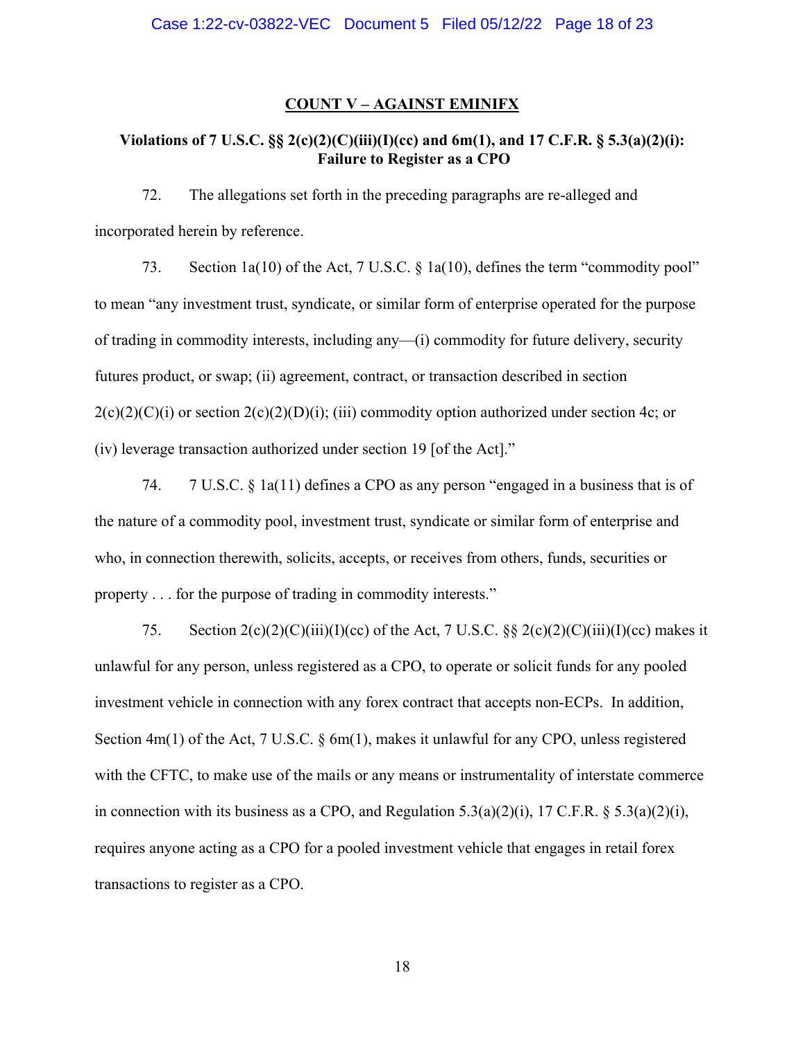## COUNT V – AGAINST EMINIFX

### Violations of 7 U.S.C. §§ 2(c)(2)(C)(iii)(I)(cc) and 6m(1), and 17 C.F.R. § 5.3(a)(2)(i): Failure to Register as a CPO

72. The allegations set forth in the preceding paragraphs are re-alleged and incorporated herein by reference.

73. Section 1a(10) of the Act, 7 U.S.C. § 1a(10), defines the term "commodity pool" to mean "any investment trust, syndicate, or similar form of enterprise operated for the purpose of trading in commodity interests, including any—(i) commodity for future delivery, security futures product, or swap; (ii) agreement, contract, or transaction described in section 2(c)(2)(C)(i) or section 2(c)(2)(D)(i); (iii) commodity option authorized under section 4c; or (iv) leverage transaction authorized under section 19 [of the Act]."

74. 7 U.S.C. § 1a(11) defines a CPO as any person "engaged in a business that is of the nature of a commodity pool, investment trust, syndicate or similar form of enterprise and who, in connection therewith, solicits, accepts, or receives from others, funds, securities or property . . . for the purpose of trading in commodity interests."

75. Section 2(c)(2)(C)(iii)(I)(cc) of the Act, 7 U.S.C. §§ 2(c)(2)(C)(iii)(I)(cc) makes it unlawful for any person, unless registered as a CPO, to operate or solicit funds for any pooled investment vehicle in connection with any forex contract that accepts non-ECPs. In addition, Section 4m(1) of the Act, 7 U.S.C. § 6m(1), makes it unlawful for any CPO, unless registered with the CFTC, to make use of the mails or any means or instrumentality of interstate commerce in connection with its business as a CPO, and Regulation 5.3(a)(2)(i), 17 C.F.R. § 5.3(a)(2)(i), requires anyone acting as a CPO for a pooled investment vehicle that engages in retail forex transactions to register as a CPO.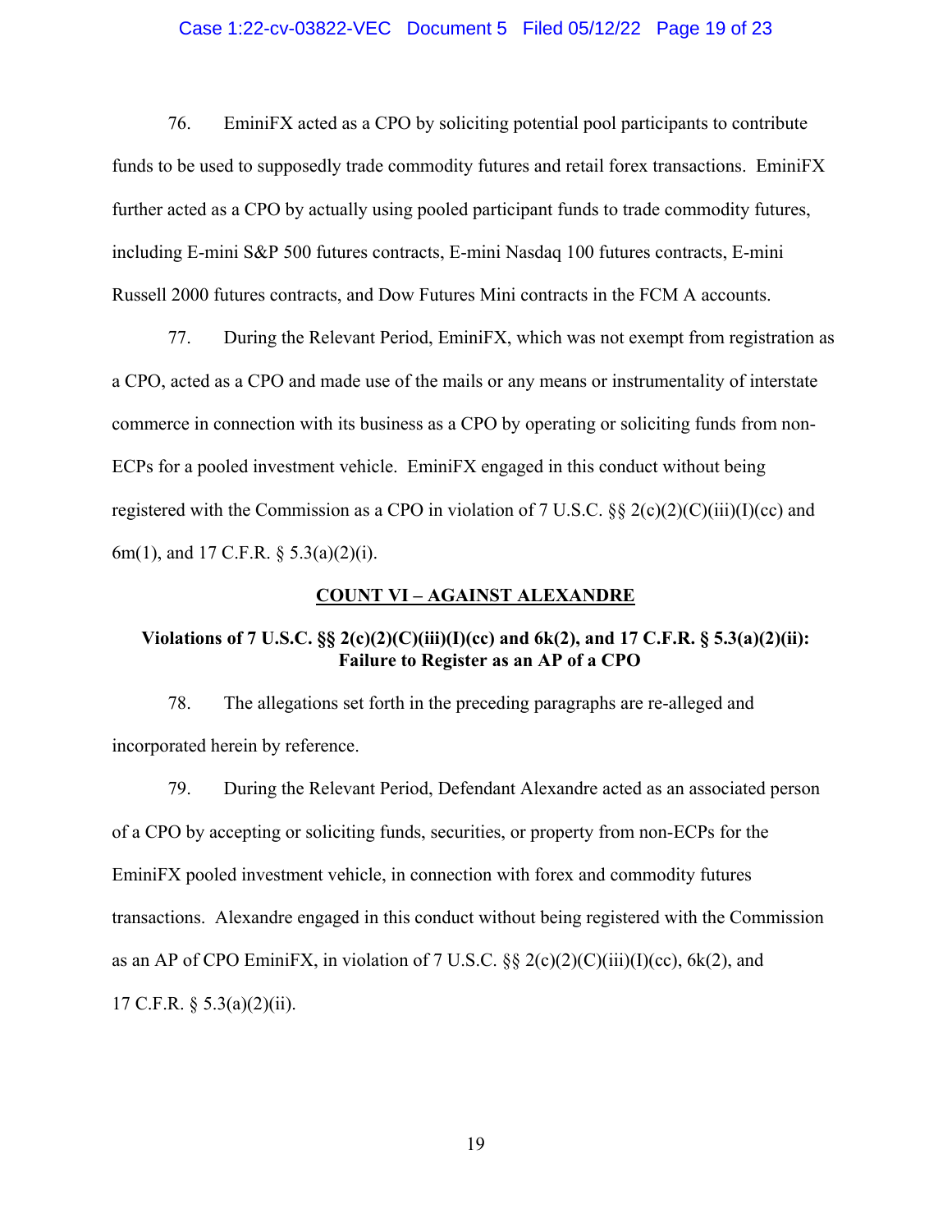76. EminiFX acted as a CPO by soliciting potential pool participants to contribute funds to be used to supposedly trade commodity futures and retail forex transactions. EminiFX further acted as a CPO by actually using pooled participant funds to trade commodity futures, including E-mini S&P 500 futures contracts, E-mini Nasdaq 100 futures contracts, E-mini Russell 2000 futures contracts, and Dow Futures Mini contracts in the FCM A accounts.

77. During the Relevant Period, EminiFX, which was not exempt from registration as a CPO, acted as a CPO and made use of the mails or any means or instrumentality of interstate commerce in connection with its business as a CPO by operating or soliciting funds from non-ECPs for a pooled investment vehicle. EminiFX engaged in this conduct without being registered with the Commission as a CPO in violation of 7 U.S.C. §§ 2(c)(2)(C)(iii)(I)(cc) and 6m(1), and 17 C.F.R. § 5.3(a)(2)(i).

## COUNT VI – AGAINST ALEXANDRE

### Violations of 7 U.S.C. §§ 2(c)(2)(C)(iii)(I)(cc) and 6k(2), and 17 C.F.R. § 5.3(a)(2)(ii): Failure to Register as an AP of a CPO

78. The allegations set forth in the preceding paragraphs are re-alleged and incorporated herein by reference.

79. During the Relevant Period, Defendant Alexandre acted as an associated person of a CPO by accepting or soliciting funds, securities, or property from non-ECPs for the EminiFX pooled investment vehicle, in connection with forex and commodity futures transactions. Alexandre engaged in this conduct without being registered with the Commission as an AP of CPO EminiFX, in violation of 7 U.S.C. §§ 2(c)(2)(C)(iii)(I)(cc), 6k(2), and 17 C.F.R. § 5.3(a)(2)(ii).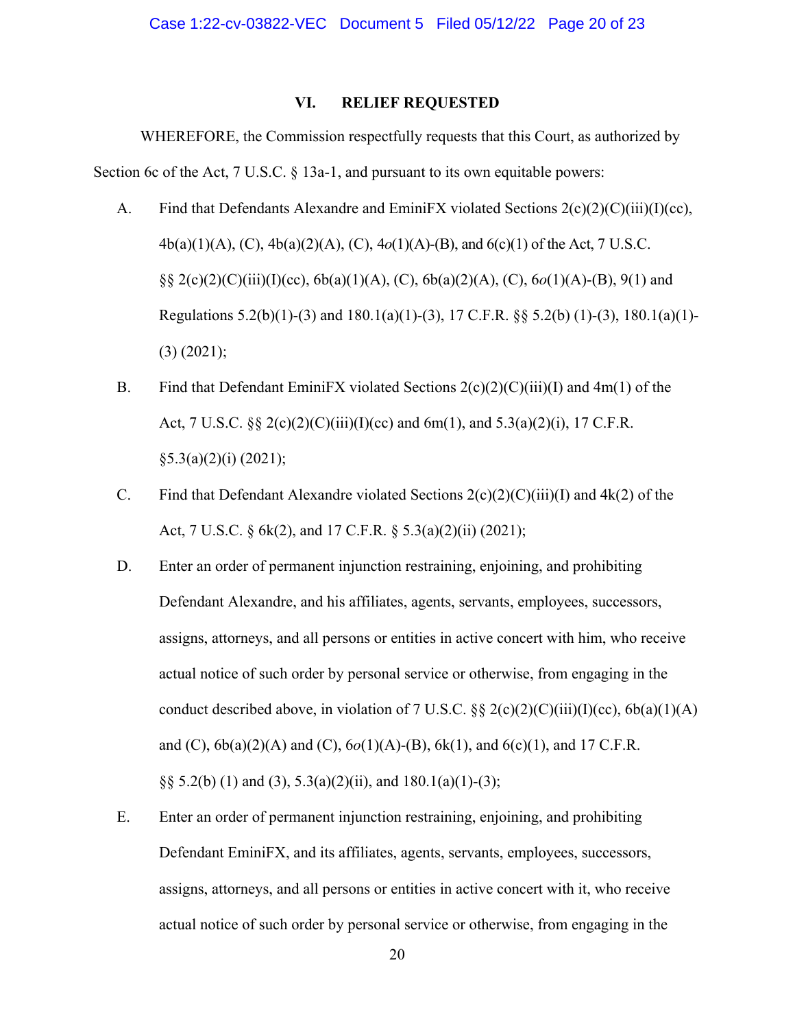## VI. RELIEF REQUESTED

WHEREFORE, the Commission respectfully requests that this Court, as authorized by Section 6c of the Act, 7 U.S.C. § 13a-1, and pursuant to its own equitable powers:

A. Find that Defendants Alexandre and EminiFX violated Sections 2(c)(2)(C)(iii)(I)(cc), 4b(a)(1)(A), (C), 4b(a)(2)(A), (C), 4*o*(1)(A)-(B), and 6(c)(1) of the Act, 7 U.S.C. §§ 2(c)(2)(C)(iii)(I)(cc), 6b(a)(1)(A), (C), 6b(a)(2)(A), (C), 6*o*(1)(A)-(B), 9(1) and Regulations 5.2(b)(1)-(3) and 180.1(a)(1)-(3), 17 C.F.R. §§ 5.2(b) (1)-(3), 180.1(a)(1)-(3) (2021);

B. Find that Defendant EminiFX violated Sections 2(c)(2)(C)(iii)(I) and 4m(1) of the Act, 7 U.S.C. §§ 2(c)(2)(C)(iii)(I)(cc) and 6m(1), and 5.3(a)(2)(i), 17 C.F.R. §5.3(a)(2)(i) (2021);

C. Find that Defendant Alexandre violated Sections 2(c)(2)(C)(iii)(I) and 4k(2) of the Act, 7 U.S.C. § 6k(2), and 17 C.F.R. § 5.3(a)(2)(ii) (2021);

D. Enter an order of permanent injunction restraining, enjoining, and prohibiting Defendant Alexandre, and his affiliates, agents, servants, employees, successors, assigns, attorneys, and all persons or entities in active concert with him, who receive actual notice of such order by personal service or otherwise, from engaging in the conduct described above, in violation of 7 U.S.C. §§ 2(c)(2)(C)(iii)(I)(cc), 6b(a)(1)(A) and (C), 6b(a)(2)(A) and (C), 6*o*(1)(A)-(B), 6k(1), and 6(c)(1), and 17 C.F.R. §§ 5.2(b) (1) and (3), 5.3(a)(2)(ii), and 180.1(a)(1)-(3);

E. Enter an order of permanent injunction restraining, enjoining, and prohibiting Defendant EminiFX, and its affiliates, agents, servants, employees, successors, assigns, attorneys, and all persons or entities in active concert with it, who receive actual notice of such order by personal service or otherwise, from engaging in the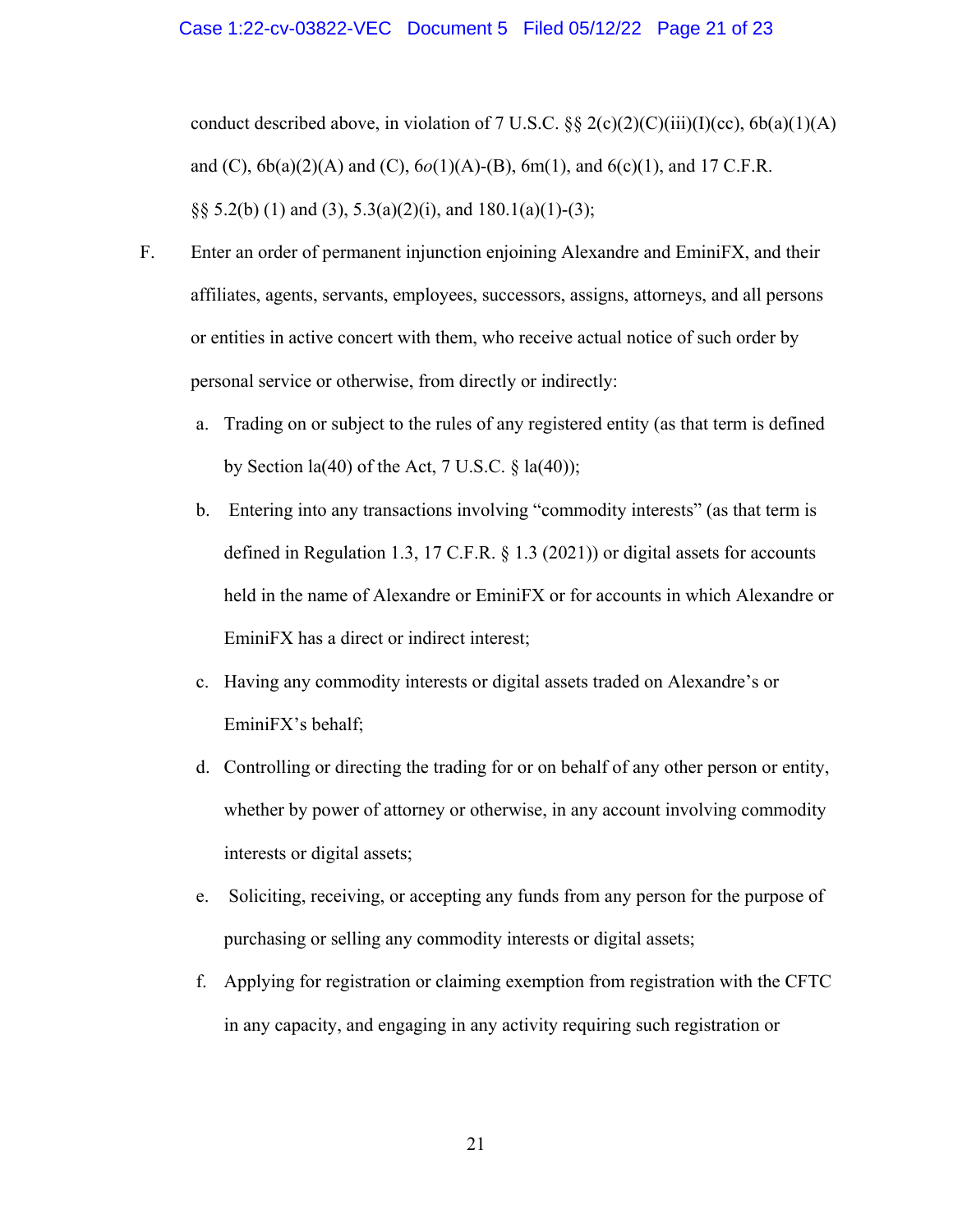conduct described above, in violation of 7 U.S.C. §§ 2(c)(2)(C)(iii)(I)(cc), 6b(a)(1)(A) and (C), 6b(a)(2)(A) and (C), 6*o*(1)(A)-(B), 6m(1), and 6(c)(1), and 17 C.F.R. §§ 5.2(b) (1) and (3), 5.3(a)(2)(i), and 180.1(a)(1)-(3);

F. Enter an order of permanent injunction enjoining Alexandre and EminiFX, and their affiliates, agents, servants, employees, successors, assigns, attorneys, and all persons or entities in active concert with them, who receive actual notice of such order by personal service or otherwise, from directly or indirectly:

   a. Trading on or subject to the rules of any registered entity (as that term is defined by Section la(40) of the Act, 7 U.S.C. § la(40));

   b. Entering into any transactions involving "commodity interests" (as that term is defined in Regulation 1.3, 17 C.F.R. § 1.3 (2021)) or digital assets for accounts held in the name of Alexandre or EminiFX or for accounts in which Alexandre or EminiFX has a direct or indirect interest;

   c. Having any commodity interests or digital assets traded on Alexandre's or EminiFX's behalf;

   d. Controlling or directing the trading for or on behalf of any other person or entity, whether by power of attorney or otherwise, in any account involving commodity interests or digital assets;

   e. Soliciting, receiving, or accepting any funds from any person for the purpose of purchasing or selling any commodity interests or digital assets;

   f. Applying for registration or claiming exemption from registration with the CFTC in any capacity, and engaging in any activity requiring such registration or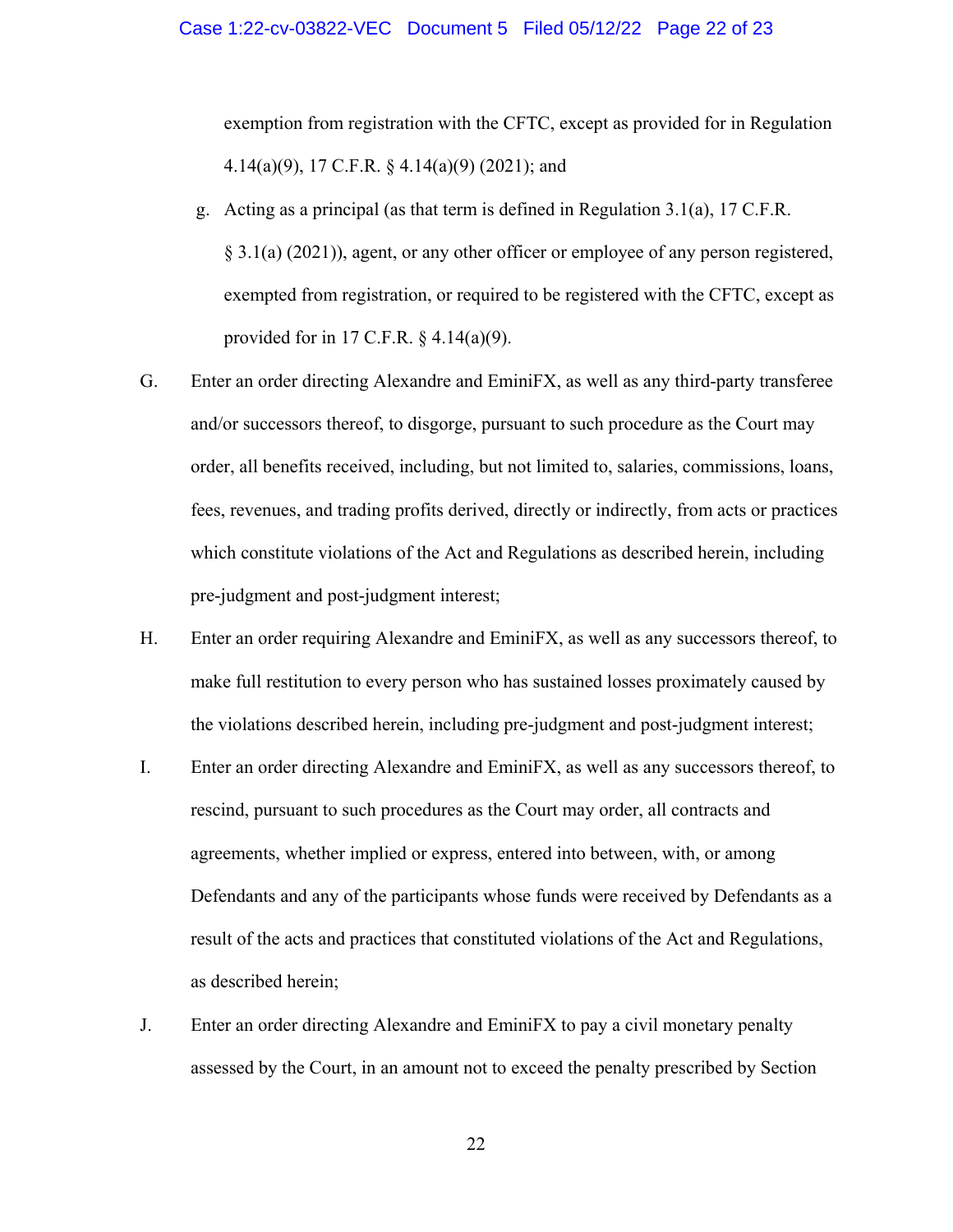exemption from registration with the CFTC, except as provided for in Regulation 4.14(a)(9), 17 C.F.R. § 4.14(a)(9) (2021); and

g. Acting as a principal (as that term is defined in Regulation 3.1(a), 17 C.F.R. § 3.1(a) (2021)), agent, or any other officer or employee of any person registered, exempted from registration, or required to be registered with the CFTC, except as provided for in 17 C.F.R. § 4.14(a)(9).

G. Enter an order directing Alexandre and EminiFX, as well as any third-party transferee and/or successors thereof, to disgorge, pursuant to such procedure as the Court may order, all benefits received, including, but not limited to, salaries, commissions, loans, fees, revenues, and trading profits derived, directly or indirectly, from acts or practices which constitute violations of the Act and Regulations as described herein, including pre-judgment and post-judgment interest;

H. Enter an order requiring Alexandre and EminiFX, as well as any successors thereof, to make full restitution to every person who has sustained losses proximately caused by the violations described herein, including pre-judgment and post-judgment interest;

I. Enter an order directing Alexandre and EminiFX, as well as any successors thereof, to rescind, pursuant to such procedures as the Court may order, all contracts and agreements, whether implied or express, entered into between, with, or among Defendants and any of the participants whose funds were received by Defendants as a result of the acts and practices that constituted violations of the Act and Regulations, as described herein;

J. Enter an order directing Alexandre and EminiFX to pay a civil monetary penalty assessed by the Court, in an amount not to exceed the penalty prescribed by Section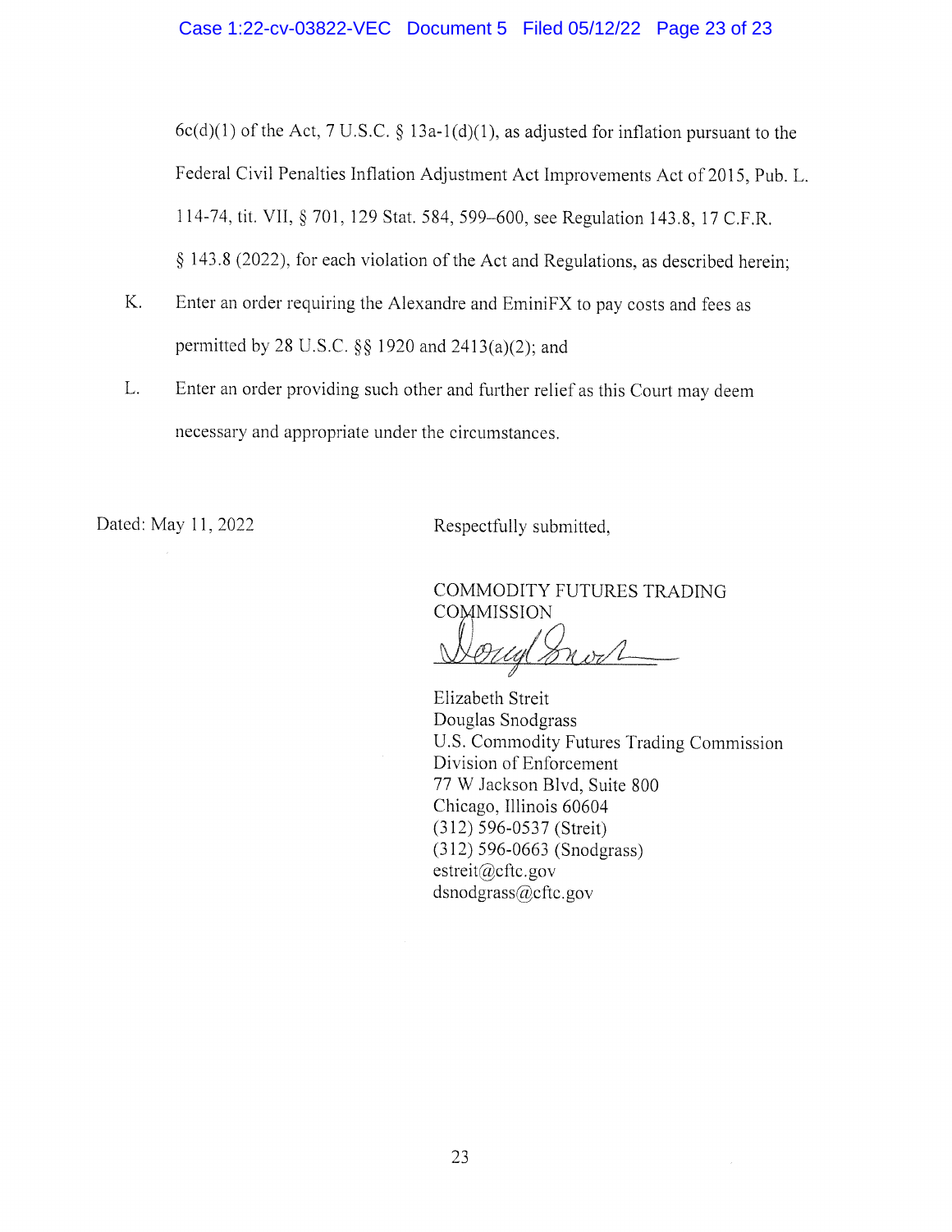6c(d)(1) of the Act, 7 U.S.C. § 13a-1(d)(1), as adjusted for inflation pursuant to the Federal Civil Penalties Inflation Adjustment Act Improvements Act of 2015, Pub. L. 114-74, tit. VII, § 701, 129 Stat. 584, 599–600, see Regulation 143.8, 17 C.F.R. § 143.8 (2022), for each violation of the Act and Regulations, as described herein;

K. Enter an order requiring the Alexandre and EminiFX to pay costs and fees as permitted by 28 U.S.C. §§ 1920 and 2413(a)(2); and

L. Enter an order providing such other and further relief as this Court may deem necessary and appropriate under the circumstances.

Dated: May 11, 2022

Respectfully submitted,

COMMODITY FUTURES TRADING COMMISSION

Elizabeth Streit
Douglas Snodgrass
U.S. Commodity Futures Trading Commission
Division of Enforcement
77 W Jackson Blvd, Suite 800
Chicago, Illinois 60604
(312) 596-0537 (Streit)
(312) 596-0663 (Snodgrass)
estreit@cftc.gov
dsnodgrass@cftc.gov